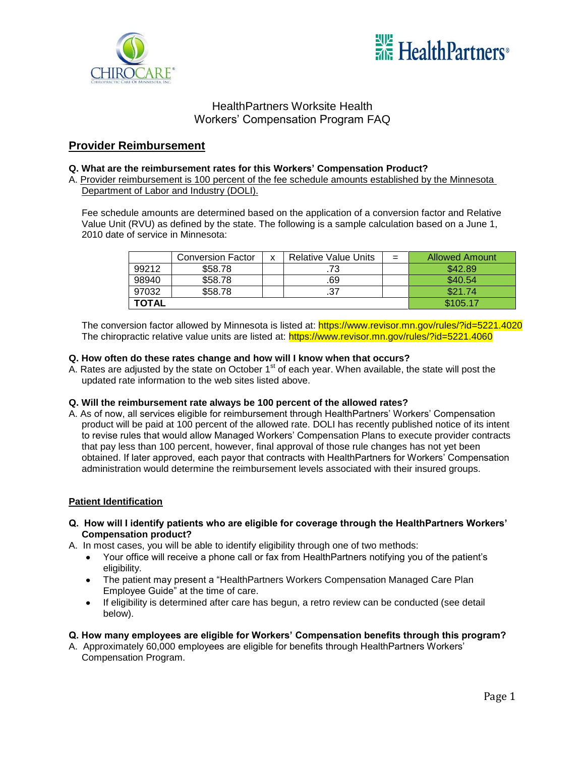# HealthPartners Worksite Health
# Workers' Compensation Program FAQ

## Provider Reimbursement

**Q. What are the reimbursement rates for this Workers' Compensation Product?**

A. Provider reimbursement is 100 percent of the fee schedule amounts established by the Minnesota Department of Labor and Industry (DOLI).

Fee schedule amounts are determined based on the application of a conversion factor and Relative Value Unit (RVU) as defined by the state. The following is a sample calculation based on a June 1, 2010 date of service in Minnesota:

| | Conversion Factor | x | Relative Value Units | = | Allowed Amount |
|---|---|---|---|---|---|
| 99212 | $58.78 | | .73 | | $42.89 |
| 98940 | $58.78 | | .69 | | $40.54 |
| 97032 | $58.78 | | .37 | | $21.74 |
| **TOTAL** | | | | | $105.17 |

The conversion factor allowed by Minnesota is listed at: https://www.revisor.mn.gov/rules/?id=5221.4020
The chiropractic relative value units are listed at: https://www.revisor.mn.gov/rules/?id=5221.4060

**Q. How often do these rates change and how will I know when that occurs?**

A. Rates are adjusted by the state on October 1st of each year. When available, the state will post the updated rate information to the web sites listed above.

**Q. Will the reimbursement rate always be 100 percent of the allowed rates?**

A. As of now, all services eligible for reimbursement through HealthPartners' Workers' Compensation product will be paid at 100 percent of the allowed rate. DOLI has recently published notice of its intent to revise rules that would allow Managed Workers' Compensation Plans to execute provider contracts that pay less than 100 percent, however, final approval of those rule changes has not yet been obtained. If later approved, each payor that contracts with HealthPartners for Workers' Compensation administration would determine the reimbursement levels associated with their insured groups.

## Patient Identification

**Q. How will I identify patients who are eligible for coverage through the HealthPartners Workers' Compensation product?**

A. In most cases, you will be able to identify eligibility through one of two methods:

- Your office will receive a phone call or fax from HealthPartners notifying you of the patient's eligibility.
- The patient may present a "HealthPartners Workers Compensation Managed Care Plan Employee Guide" at the time of care.
- If eligibility is determined after care has begun, a retro review can be conducted (see detail below).

**Q. How many employees are eligible for Workers' Compensation benefits through this program?**

A. Approximately 60,000 employees are eligible for benefits through HealthPartners Workers' Compensation Program.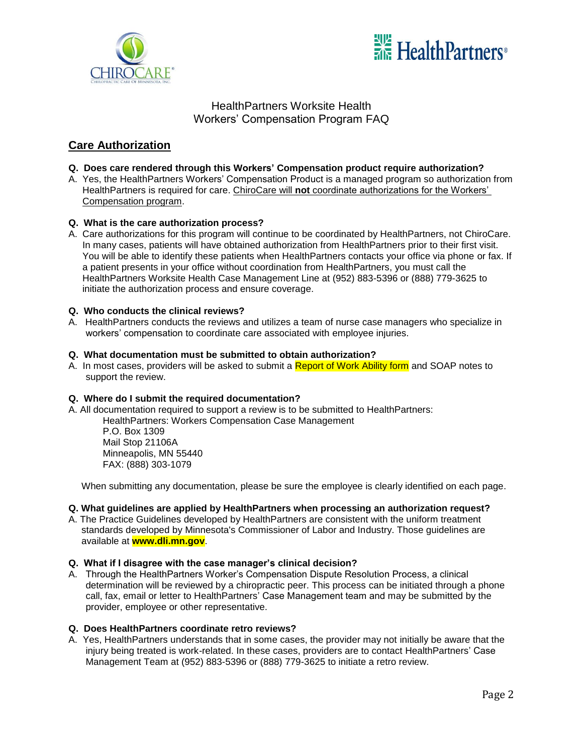HealthPartners Worksite Health
Workers' Compensation Program FAQ

## Care Authorization

**Q. Does care rendered through this Workers' Compensation product require authorization?**

A. Yes, the HealthPartners Workers' Compensation Product is a managed program so authorization from HealthPartners is required for care. ChiroCare will **not** coordinate authorizations for the Workers' Compensation program.

**Q. What is the care authorization process?**

A. Care authorizations for this program will continue to be coordinated by HealthPartners, not ChiroCare. In many cases, patients will have obtained authorization from HealthPartners prior to their first visit. You will be able to identify these patients when HealthPartners contacts your office via phone or fax. If a patient presents in your office without coordination from HealthPartners, you must call the HealthPartners Worksite Health Case Management Line at (952) 883-5396 or (888) 779-3625 to initiate the authorization process and ensure coverage.

**Q. Who conducts the clinical reviews?**

A. HealthPartners conducts the reviews and utilizes a team of nurse case managers who specialize in workers' compensation to coordinate care associated with employee injuries.

**Q. What documentation must be submitted to obtain authorization?**

A. In most cases, providers will be asked to submit a Report of Work Ability form and SOAP notes to support the review.

**Q. Where do I submit the required documentation?**

A. All documentation required to support a review is to be submitted to HealthPartners:

HealthPartners: Workers Compensation Case Management
P.O. Box 1309
Mail Stop 21106A
Minneapolis, MN 55440
FAX: (888) 303-1079

When submitting any documentation, please be sure the employee is clearly identified on each page.

**Q. What guidelines are applied by HealthPartners when processing an authorization request?**

A. The Practice Guidelines developed by HealthPartners are consistent with the uniform treatment standards developed by Minnesota's Commissioner of Labor and Industry. Those guidelines are available at **www.dli.mn.gov**.

**Q. What if I disagree with the case manager's clinical decision?**

A. Through the HealthPartners Worker's Compensation Dispute Resolution Process, a clinical determination will be reviewed by a chiropractic peer. This process can be initiated through a phone call, fax, email or letter to HealthPartners' Case Management team and may be submitted by the provider, employee or other representative.

**Q. Does HealthPartners coordinate retro reviews?**

A. Yes, HealthPartners understands that in some cases, the provider may not initially be aware that the injury being treated is work-related. In these cases, providers are to contact HealthPartners' Case Management Team at (952) 883-5396 or (888) 779-3625 to initiate a retro review.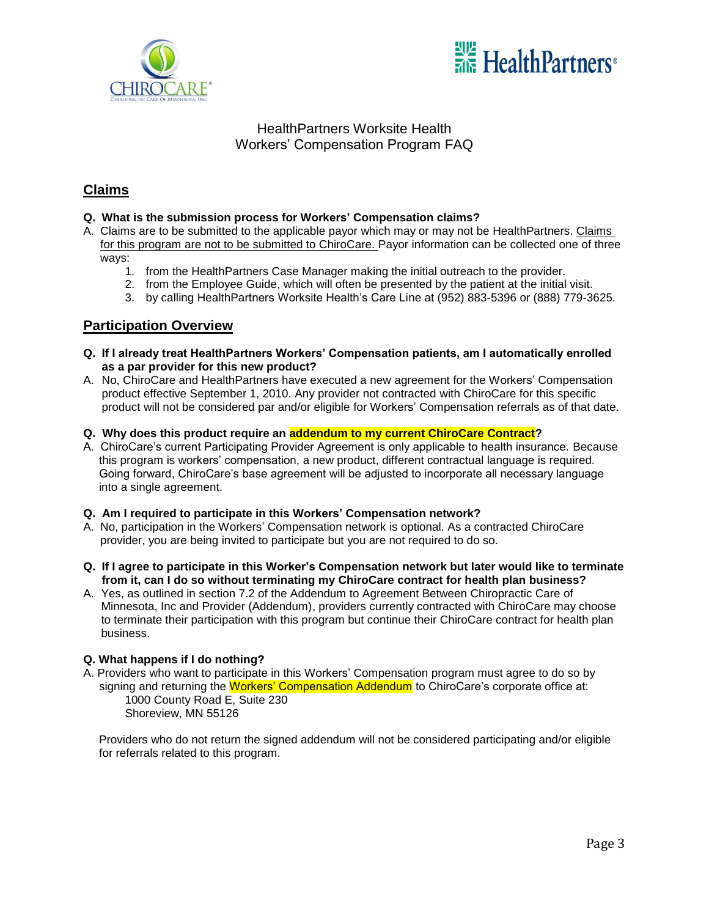# HealthPartners Worksite Health
# Workers' Compensation Program FAQ

## Claims

**Q. What is the submission process for Workers' Compensation claims?**

A. Claims are to be submitted to the applicable payor which may or may not be HealthPartners. Claims for this program are not to be submitted to ChiroCare. Payor information can be collected one of three ways:

1. from the HealthPartners Case Manager making the initial outreach to the provider.
2. from the Employee Guide, which will often be presented by the patient at the initial visit.
3. by calling HealthPartners Worksite Health's Care Line at (952) 883-5396 or (888) 779-3625.

## Participation Overview

**Q. If I already treat HealthPartners Workers' Compensation patients, am I automatically enrolled as a par provider for this new product?**

A. No, ChiroCare and HealthPartners have executed a new agreement for the Workers' Compensation product effective September 1, 2010. Any provider not contracted with ChiroCare for this specific product will not be considered par and/or eligible for Workers' Compensation referrals as of that date.

**Q. Why does this product require an addendum to my current ChiroCare Contract?**

A. ChiroCare's current Participating Provider Agreement is only applicable to health insurance. Because this program is workers' compensation, a new product, different contractual language is required. Going forward, ChiroCare's base agreement will be adjusted to incorporate all necessary language into a single agreement.

**Q. Am I required to participate in this Workers' Compensation network?**

A. No, participation in the Workers' Compensation network is optional. As a contracted ChiroCare provider, you are being invited to participate but you are not required to do so.

**Q. If I agree to participate in this Worker's Compensation network but later would like to terminate from it, can I do so without terminating my ChiroCare contract for health plan business?**

A. Yes, as outlined in section 7.2 of the Addendum to Agreement Between Chiropractic Care of Minnesota, Inc and Provider (Addendum), providers currently contracted with ChiroCare may choose to terminate their participation with this program but continue their ChiroCare contract for health plan business.

**Q. What happens if I do nothing?**

A. Providers who want to participate in this Workers' Compensation program must agree to do so by signing and returning the Workers' Compensation Addendum to ChiroCare's corporate office at:

1000 County Road E, Suite 230
Shoreview, MN 55126

Providers who do not return the signed addendum will not be considered participating and/or eligible for referrals related to this program.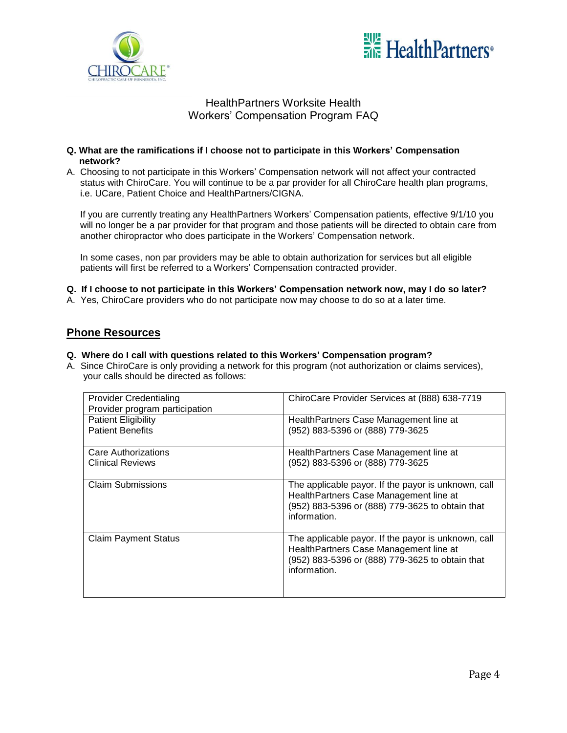HealthPartners Worksite Health
Workers' Compensation Program FAQ

**Q. What are the ramifications if I choose not to participate in this Workers' Compensation network?**

A. Choosing to not participate in this Workers' Compensation network will not affect your contracted status with ChiroCare. You will continue to be a par provider for all ChiroCare health plan programs, i.e. UCare, Patient Choice and HealthPartners/CIGNA.

If you are currently treating any HealthPartners Workers' Compensation patients, effective 9/1/10 you will no longer be a par provider for that program and those patients will be directed to obtain care from another chiropractor who does participate in the Workers' Compensation network.

In some cases, non par providers may be able to obtain authorization for services but all eligible patients will first be referred to a Workers' Compensation contracted provider.

**Q. If I choose to not participate in this Workers' Compensation network now, may I do so later?**

A. Yes, ChiroCare providers who do not participate now may choose to do so at a later time.

## Phone Resources

**Q. Where do I call with questions related to this Workers' Compensation program?**

A. Since ChiroCare is only providing a network for this program (not authorization or claims services), your calls should be directed as follows:

| | |
|---|---|
| Provider Credentialing<br>Provider program participation | ChiroCare Provider Services at (888) 638-7719 |
| Patient Eligibility<br>Patient Benefits | HealthPartners Case Management line at (952) 883-5396 or (888) 779-3625 |
| Care Authorizations<br>Clinical Reviews | HealthPartners Case Management line at (952) 883-5396 or (888) 779-3625 |
| Claim Submissions | The applicable payor. If the payor is unknown, call HealthPartners Case Management line at (952) 883-5396 or (888) 779-3625 to obtain that information. |
| Claim Payment Status | The applicable payor. If the payor is unknown, call HealthPartners Case Management line at (952) 883-5396 or (888) 779-3625 to obtain that information. |